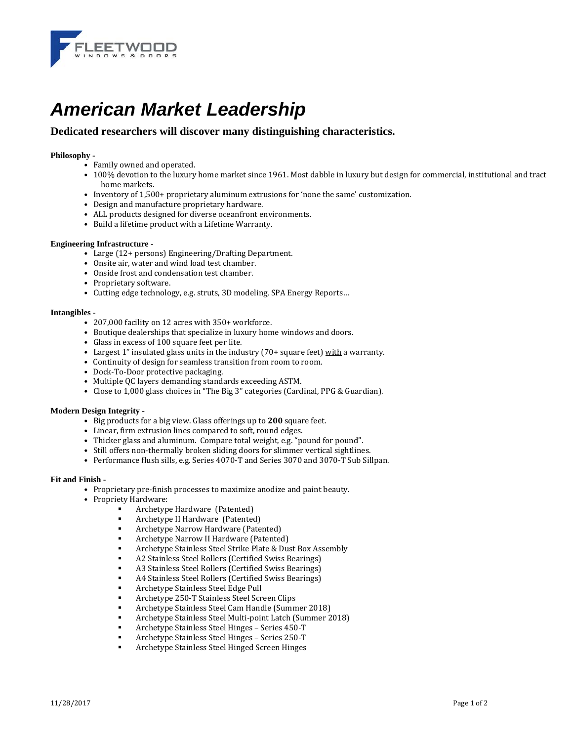FLEETWOOD
WINDOWS & DOORS

# *American Market Leadership*

## Dedicated researchers will discover many distinguishing characteristics.

**Philosophy -**

- Family owned and operated.
- 100% devotion to the luxury home market since 1961. Most dabble in luxury but design for commercial, institutional and tract home markets.
- Inventory of 1,500+ proprietary aluminum extrusions for 'none the same' customization.
- Design and manufacture proprietary hardware.
- ALL products designed for diverse oceanfront environments.
- Build a lifetime product with a Lifetime Warranty.

**Engineering Infrastructure -**

- Large (12+ persons) Engineering/Drafting Department.
- Onsite air, water and wind load test chamber.
- Onside frost and condensation test chamber.
- Proprietary software.
- Cutting edge technology, e.g. struts, 3D modeling, SPA Energy Reports…

**Intangibles -**

- 207,000 facility on 12 acres with 350+ workforce.
- Boutique dealerships that specialize in luxury home windows and doors.
- Glass in excess of 100 square feet per lite.
- Largest 1" insulated glass units in the industry (70+ square feet) <u>with</u> a warranty.
- Continuity of design for seamless transition from room to room.
- Dock-To-Door protective packaging.
- Multiple QC layers demanding standards exceeding ASTM.
- Close to 1,000 glass choices in "The Big 3" categories (Cardinal, PPG & Guardian).

**Modern Design Integrity -**

- Big products for a big view. Glass offerings up to **200** square feet.
- Linear, firm extrusion lines compared to soft, round edges.
- Thicker glass and aluminum. Compare total weight, e.g. "pound for pound".
- Still offers non-thermally broken sliding doors for slimmer vertical sightlines.
- Performance flush sills, e.g. Series 4070-T and Series 3070 and 3070-T Sub Sillpan.

**Fit and Finish -**

- Proprietary pre-finish processes to maximize anodize and paint beauty.
- Propriety Hardware:
  - Archetype Hardware (Patented)
  - Archetype II Hardware (Patented)
  - Archetype Narrow Hardware (Patented)
  - Archetype Narrow II Hardware (Patented)
  - Archetype Stainless Steel Strike Plate & Dust Box Assembly
  - A2 Stainless Steel Rollers (Certified Swiss Bearings)
  - A3 Stainless Steel Rollers (Certified Swiss Bearings)
  - A4 Stainless Steel Rollers (Certified Swiss Bearings)
  - Archetype Stainless Steel Edge Pull
  - Archetype 250-T Stainless Steel Screen Clips
  - Archetype Stainless Steel Cam Handle (Summer 2018)
  - Archetype Stainless Steel Multi-point Latch (Summer 2018)
  - Archetype Stainless Steel Hinges – Series 450-T
  - Archetype Stainless Steel Hinges – Series 250-T
  - Archetype Stainless Steel Hinged Screen Hinges

11/28/2017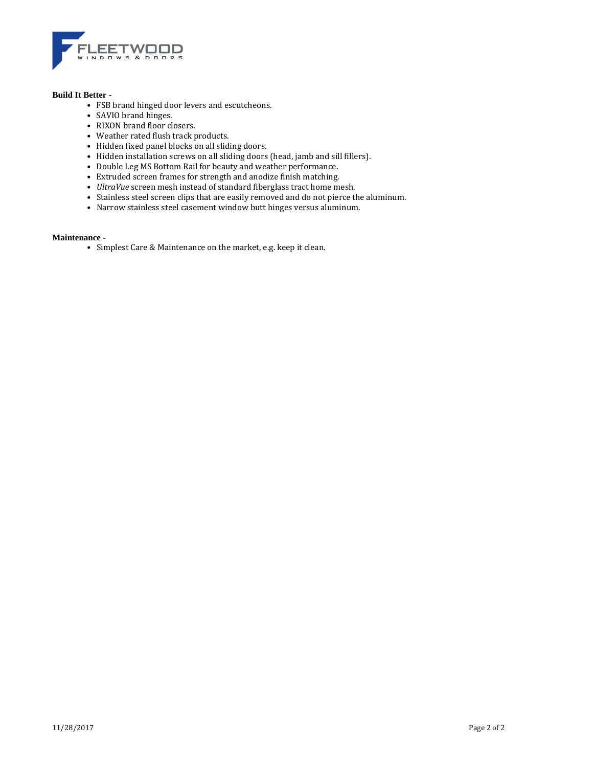**Build It Better -**

- FSB brand hinged door levers and escutcheons.
- SAVIO brand hinges.
- RIXON brand floor closers.
- Weather rated flush track products.
- Hidden fixed panel blocks on all sliding doors.
- Hidden installation screws on all sliding doors (head, jamb and sill fillers).
- Double Leg MS Bottom Rail for beauty and weather performance.
- Extruded screen frames for strength and anodize finish matching.
- *UltraVue* screen mesh instead of standard fiberglass tract home mesh.
- Stainless steel screen clips that are easily removed and do not pierce the aluminum.
- Narrow stainless steel casement window butt hinges versus aluminum.

**Maintenance -**

- Simplest Care & Maintenance on the market, e.g. keep it clean.

11/28/2017